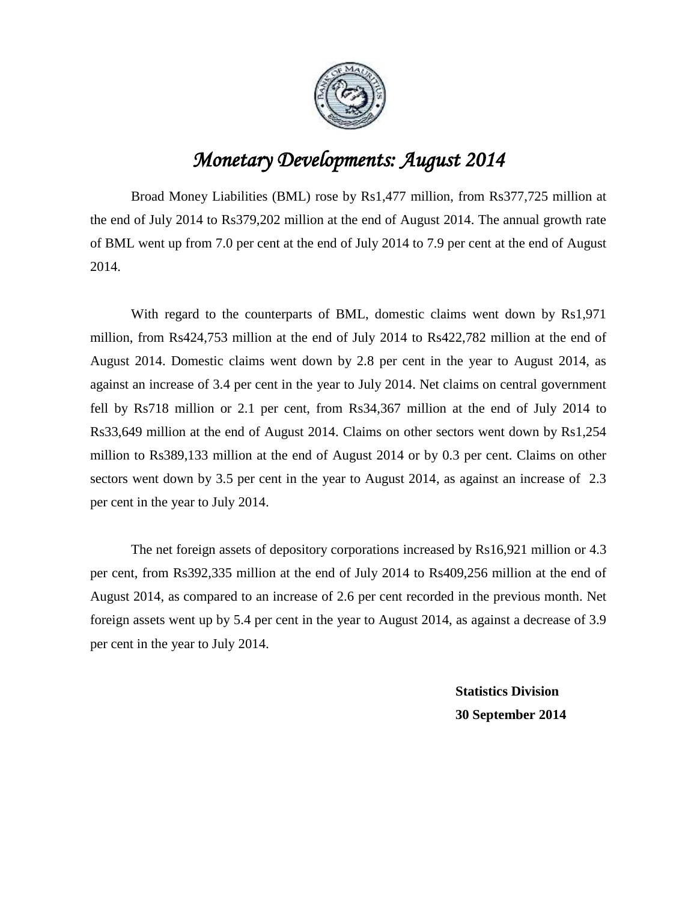# *Monetary Developments: August 2014*

Broad Money Liabilities (BML) rose by Rs1,477 million, from Rs377,725 million at the end of July 2014 to Rs379,202 million at the end of August 2014. The annual growth rate of BML went up from 7.0 per cent at the end of July 2014 to 7.9 per cent at the end of August 2014.

With regard to the counterparts of BML, domestic claims went down by Rs1,971 million, from Rs424,753 million at the end of July 2014 to Rs422,782 million at the end of August 2014. Domestic claims went down by 2.8 per cent in the year to August 2014, as against an increase of 3.4 per cent in the year to July 2014. Net claims on central government fell by Rs718 million or 2.1 per cent, from Rs34,367 million at the end of July 2014 to Rs33,649 million at the end of August 2014. Claims on other sectors went down by Rs1,254 million to Rs389,133 million at the end of August 2014 or by 0.3 per cent. Claims on other sectors went down by 3.5 per cent in the year to August 2014, as against an increase of 2.3 per cent in the year to July 2014.

The net foreign assets of depository corporations increased by Rs16,921 million or 4.3 per cent, from Rs392,335 million at the end of July 2014 to Rs409,256 million at the end of August 2014, as compared to an increase of 2.6 per cent recorded in the previous month. Net foreign assets went up by 5.4 per cent in the year to August 2014, as against a decrease of 3.9 per cent in the year to July 2014.

**Statistics Division**
**30 September 2014**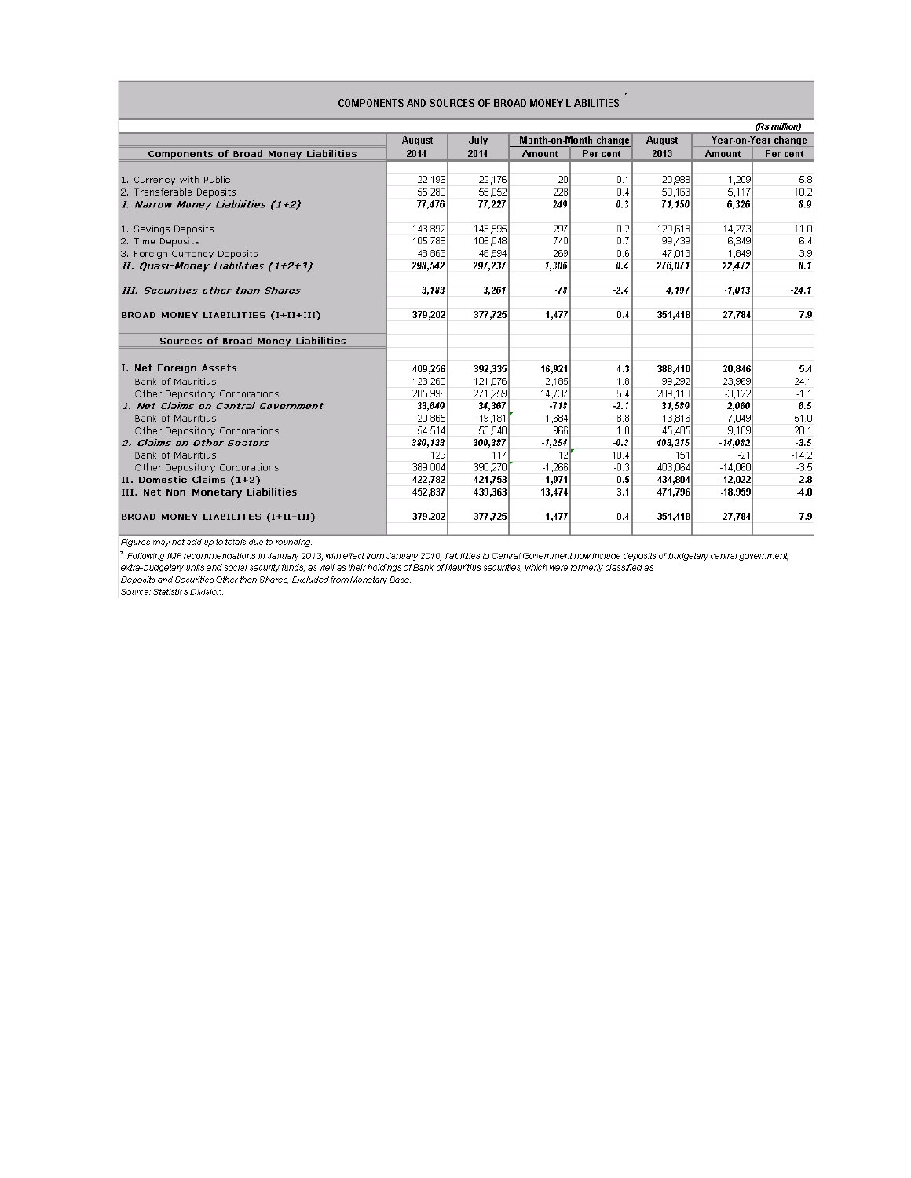## COMPONENTS AND SOURCES OF BROAD MONEY LIABILITIES [1]

(Rs million)

| Components of Broad Money Liabilities | August 2014 | July 2014 | Month-on-Month change | | August 2013 | Year-on-Year change | |
|---|---|---|---|---|---|---|---|
| | | | Amount | Per cent | | Amount | Per cent |
| 1. Currency with Public | 22,196 | 22,176 | 20 | 0.1 | 20,988 | 1,209 | 5.8 |
| 2. Transferable Deposits | 55,280 | 55,052 | 228 | 0.4 | 50,163 | 5,117 | 10.2 |
| ***I. Narrow Money Liabilities (1+2)*** | ***77,476*** | ***77,227*** | ***249*** | ***0.3*** | ***71,150*** | ***6,326*** | ***8.9*** |
| 1. Savings Deposits | 143,892 | 143,595 | 297 | 0.2 | 129,618 | 14,273 | 11.0 |
| 2. Time Deposits | 105,788 | 105,048 | 740 | 0.7 | 99,439 | 6,349 | 6.4 |
| 3. Foreign Currency Deposits | 48,863 | 48,594 | 269 | 0.6 | 47,013 | 1,849 | 3.9 |
| ***II. Quasi-Money Liabilities (1+2+3)*** | ***298,542*** | ***297,237*** | ***1,306*** | ***0.4*** | ***276,071*** | ***22,472*** | ***8.1*** |
| ***III. Securities other than Shares*** | ***3,183*** | ***3,261*** | ***-78*** | ***-2.4*** | ***4,197*** | ***-1,013*** | ***-24.1*** |
| **BROAD MONEY LIABILITIES (I+II+III)** | **379,202** | **377,725** | **1,477** | **0.4** | **351,418** | **27,784** | **7.9** |
| **Sources of Broad Money Liabilities** | | | | | | | |
| **I. Net Foreign Assets** | **409,256** | **392,335** | **16,921** | **4.3** | **388,410** | **20,846** | **5.4** |
| Bank of Mauritius | 123,260 | 121,076 | 2,185 | 1.8 | 99,292 | 23,969 | 24.1 |
| Other Depository Corporations | 285,996 | 271,259 | 14,737 | 5.4 | 289,118 | -3,122 | -1.1 |
| ***1. Net Claims on Central Government*** | ***33,649*** | ***34,367*** | ***-718*** | ***-2.1*** | ***31,589*** | ***2,060*** | ***6.5*** |
| Bank of Mauritius | -20,865 | -19,181 | -1,684 | -8.8 | -13,816 | -7,049 | -51.0 |
| Other Depository Corporations | 54,514 | 53,548 | 966 | 1.8 | 45,405 | 9,109 | 20.1 |
| ***2. Claims on Other Sectors*** | ***389,133*** | ***390,387*** | ***-1,254*** | ***-0.3*** | ***403,215*** | ***-14,082*** | ***-3.5*** |
| Bank of Mauritius | 129 | 117 | 12 | 10.4 | 151 | -21 | -14.2 |
| Other Depository Corporations | 389,004 | 390,270 | -1,266 | -0.3 | 403,064 | -14,060 | -3.5 |
| **II. Domestic Claims (1+2)** | **422,782** | **424,753** | **-1,971** | **-0.5** | **434,804** | **-12,022** | **-2.8** |
| **III. Net Non-Monetary Liabilities** | **452,837** | **439,363** | **13,474** | **3.1** | **471,796** | **-18,959** | **-4.0** |
| **BROAD MONEY LIABILITES (I+II-III)** | **379,202** | **377,725** | **1,477** | **0.4** | **351,418** | **27,784** | **7.9** |

*Figures may not add up to totals due to rounding.*

[1] *Following IMF recommendations in January 2013, with effect from January 2010, liabilities to Central Government now include deposits of budgetary central government, extra-budgetary units and social security funds, as well as their holdings of Bank of Mauritius securities, which were formerly classified as Deposits and Securities Other than Shares, Excluded from Monetary Base.*

*Source: Statistics Division.*